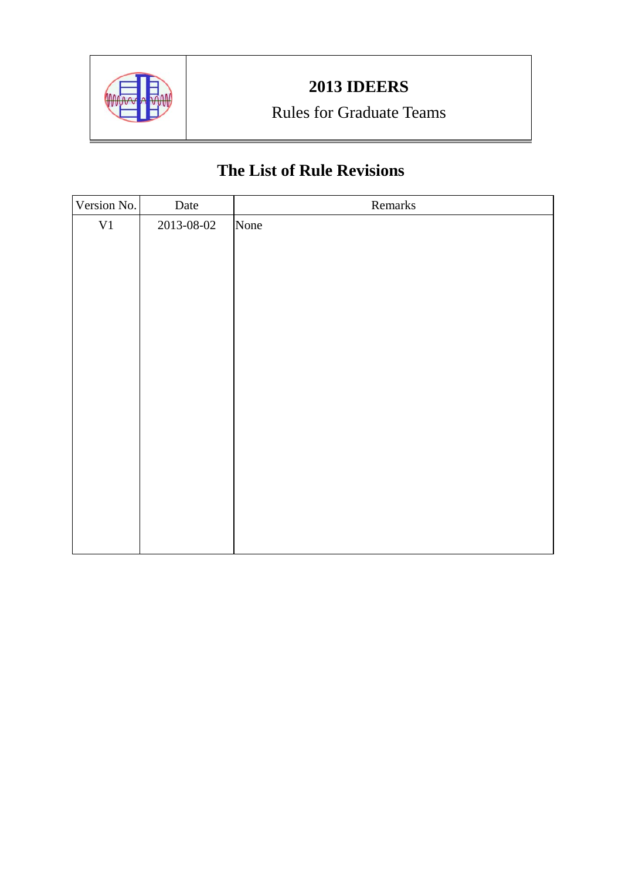# 2013 IDEERS

Rules for Graduate Teams

## The List of Rule Revisions

| Version No. | Date | Remarks |
| --- | --- | --- |
| V1 | 2013-08-02 | None |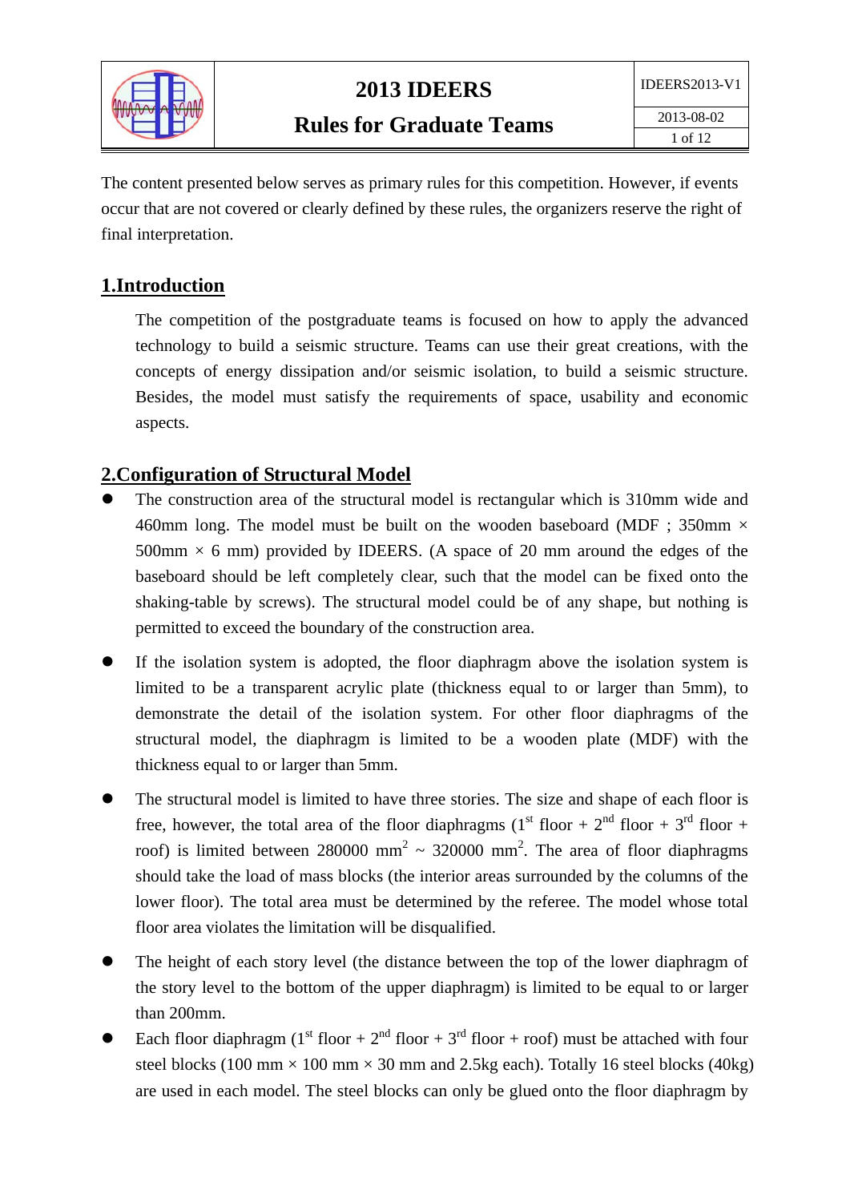The content presented below serves as primary rules for this competition. However, if events occur that are not covered or clearly defined by these rules, the organizers reserve the right of final interpretation.

## 1.Introduction

The competition of the postgraduate teams is focused on how to apply the advanced technology to build a seismic structure. Teams can use their great creations, with the concepts of energy dissipation and/or seismic isolation, to build a seismic structure. Besides, the model must satisfy the requirements of space, usability and economic aspects.

## 2.Configuration of Structural Model

- The construction area of the structural model is rectangular which is 310mm wide and 460mm long. The model must be built on the wooden baseboard (MDF ; 350mm × 500mm × 6 mm) provided by IDEERS. (A space of 20 mm around the edges of the baseboard should be left completely clear, such that the model can be fixed onto the shaking-table by screws). The structural model could be of any shape, but nothing is permitted to exceed the boundary of the construction area.

- If the isolation system is adopted, the floor diaphragm above the isolation system is limited to be a transparent acrylic plate (thickness equal to or larger than 5mm), to demonstrate the detail of the isolation system. For other floor diaphragms of the structural model, the diaphragm is limited to be a wooden plate (MDF) with the thickness equal to or larger than 5mm.

- The structural model is limited to have three stories. The size and shape of each floor is free, however, the total area of the floor diaphragms (1st floor + 2nd floor + 3rd floor + roof) is limited between 280000 mm$^2$ ~ 320000 mm$^2$. The area of floor diaphragms should take the load of mass blocks (the interior areas surrounded by the columns of the lower floor). The total area must be determined by the referee. The model whose total floor area violates the limitation will be disqualified.

- The height of each story level (the distance between the top of the lower diaphragm of the story level to the bottom of the upper diaphragm) is limited to be equal to or larger than 200mm.

- Each floor diaphragm (1st floor + 2nd floor + 3rd floor + roof) must be attached with four steel blocks (100 mm × 100 mm × 30 mm and 2.5kg each). Totally 16 steel blocks (40kg) are used in each model. The steel blocks can only be glued onto the floor diaphragm by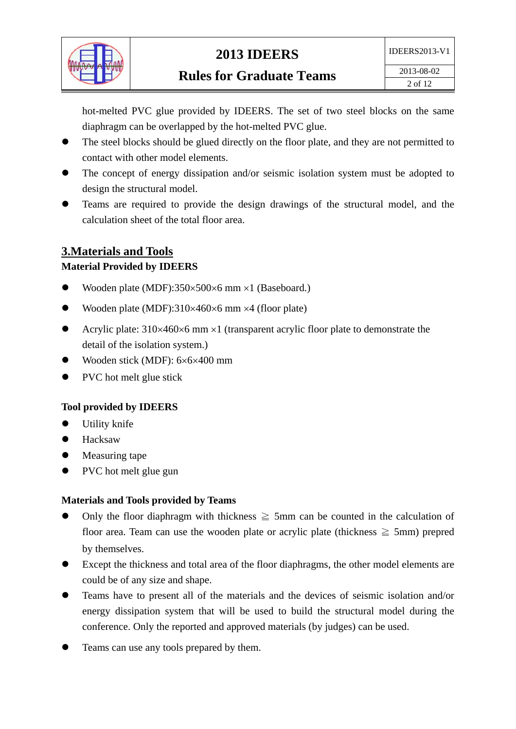hot-melted PVC glue provided by IDEERS. The set of two steel blocks on the same diaphragm can be overlapped by the hot-melted PVC glue.

- The steel blocks should be glued directly on the floor plate, and they are not permitted to contact with other model elements.
- The concept of energy dissipation and/or seismic isolation system must be adopted to design the structural model.
- Teams are required to provide the design drawings of the structural model, and the calculation sheet of the total floor area.

## 3.Materials and Tools

**Material Provided by IDEERS**

- Wooden plate (MDF):350×500×6 mm ×1 (Baseboard.)
- Wooden plate (MDF):310×460×6 mm ×4 (floor plate)
- Acrylic plate: 310×460×6 mm ×1 (transparent acrylic floor plate to demonstrate the detail of the isolation system.)
- Wooden stick (MDF): 6×6×400 mm
- PVC hot melt glue stick

**Tool provided by IDEERS**

- Utility knife
- Hacksaw
- Measuring tape
- PVC hot melt glue gun

**Materials and Tools provided by Teams**

- Only the floor diaphragm with thickness ≧ 5mm can be counted in the calculation of floor area. Team can use the wooden plate or acrylic plate (thickness ≧ 5mm) prepred by themselves.
- Except the thickness and total area of the floor diaphragms, the other model elements are could be of any size and shape.
- Teams have to present all of the materials and the devices of seismic isolation and/or energy dissipation system that will be used to build the structural model during the conference. Only the reported and approved materials (by judges) can be used.
- Teams can use any tools prepared by them.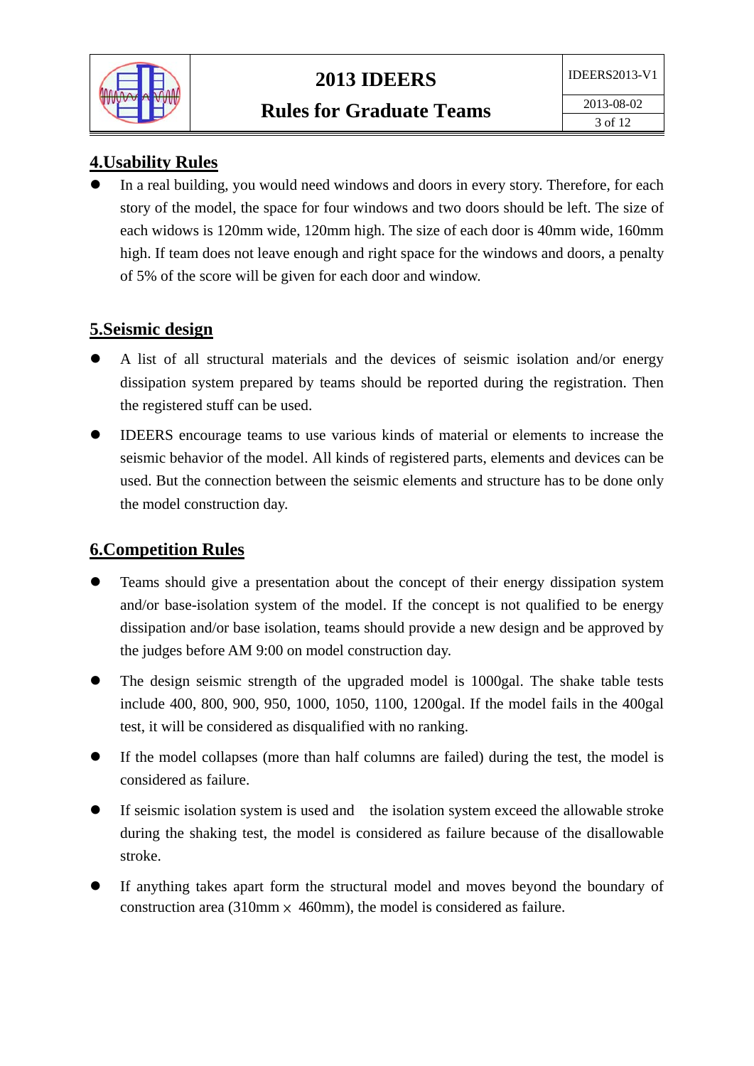## 4.Usability Rules

- In a real building, you would need windows and doors in every story. Therefore, for each story of the model, the space for four windows and two doors should be left. The size of each widows is 120mm wide, 120mm high. The size of each door is 40mm wide, 160mm high. If team does not leave enough and right space for the windows and doors, a penalty of 5% of the score will be given for each door and window.

## 5.Seismic design

- A list of all structural materials and the devices of seismic isolation and/or energy dissipation system prepared by teams should be reported during the registration. Then the registered stuff can be used.
- IDEERS encourage teams to use various kinds of material or elements to increase the seismic behavior of the model. All kinds of registered parts, elements and devices can be used. But the connection between the seismic elements and structure has to be done only the model construction day.

## 6.Competition Rules

- Teams should give a presentation about the concept of their energy dissipation system and/or base-isolation system of the model. If the concept is not qualified to be energy dissipation and/or base isolation, teams should provide a new design and be approved by the judges before AM 9:00 on model construction day.
- The design seismic strength of the upgraded model is 1000gal. The shake table tests include 400, 800, 900, 950, 1000, 1050, 1100, 1200gal. If the model fails in the 400gal test, it will be considered as disqualified with no ranking.
- If the model collapses (more than half columns are failed) during the test, the model is considered as failure.
- If seismic isolation system is used and the isolation system exceed the allowable stroke during the shaking test, the model is considered as failure because of the disallowable stroke.
- If anything takes apart form the structural model and moves beyond the boundary of construction area (310mm × 460mm), the model is considered as failure.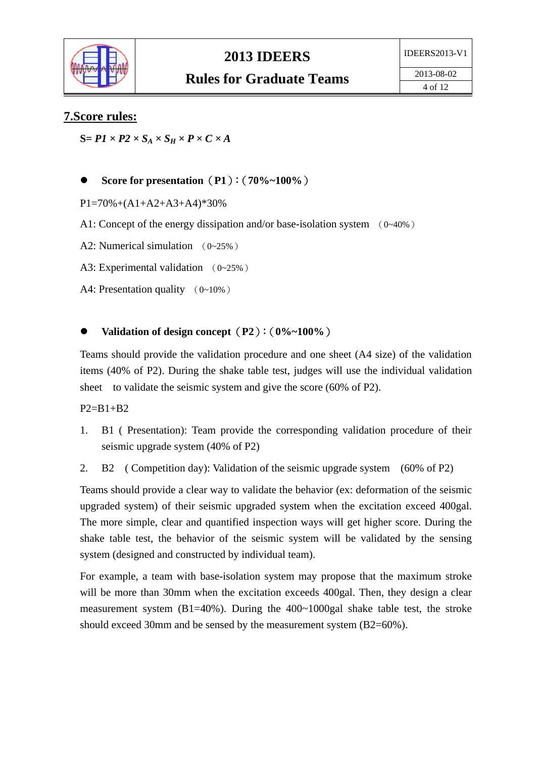## 7.Score rules:

$$S = P1 \times P2 \times S_A \times S_H \times P \times C \times A$$

- **Score for presentation（P1）:（70%~100%）**

P1=70%+(A1+A2+A3+A4)*30%

A1: Concept of the energy dissipation and/or base-isolation system （0~40%）

A2: Numerical simulation （0~25%）

A3: Experimental validation （0~25%）

A4: Presentation quality （0~10%）

- **Validation of design concept（P2）:（0%~100%）**

Teams should provide the validation procedure and one sheet (A4 size) of the validation items (40% of P2). During the shake table test, judges will use the individual validation sheet to validate the seismic system and give the score (60% of P2).

P2=B1+B2

1. B1 ( Presentation): Team provide the corresponding validation procedure of their seismic upgrade system (40% of P2)
2. B2 ( Competition day): Validation of the seismic upgrade system (60% of P2)

Teams should provide a clear way to validate the behavior (ex: deformation of the seismic upgraded system) of their seismic upgraded system when the excitation exceed 400gal. The more simple, clear and quantified inspection ways will get higher score. During the shake table test, the behavior of the seismic system will be validated by the sensing system (designed and constructed by individual team).

For example, a team with base-isolation system may propose that the maximum stroke will be more than 30mm when the excitation exceeds 400gal. Then, they design a clear measurement system (B1=40%). During the 400~1000gal shake table test, the stroke should exceed 30mm and be sensed by the measurement system (B2=60%).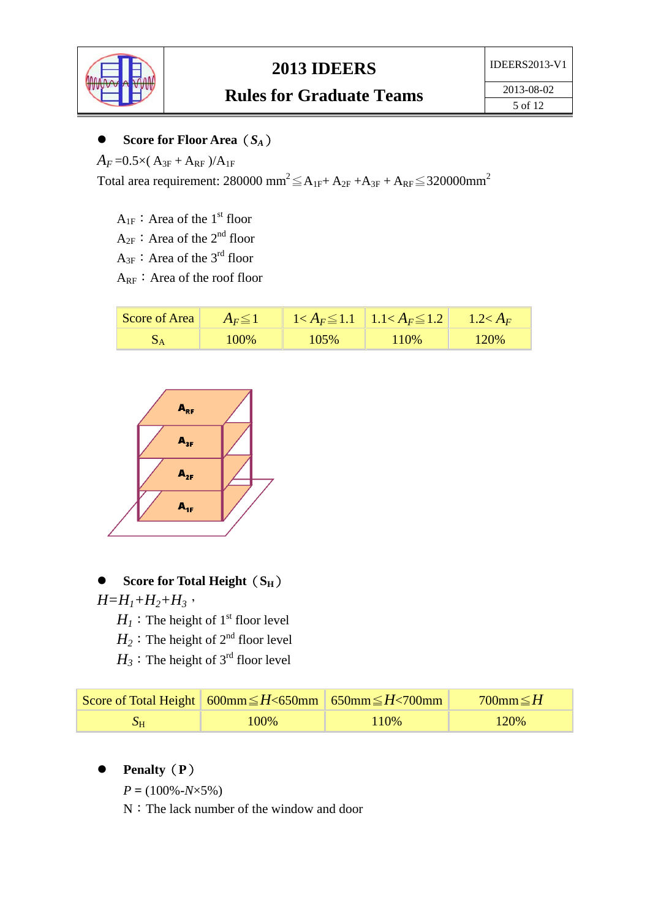- **Score for Floor Area（$S_A$）**

$A_F = 0.5 \times (A_{3F} + A_{RF}) / A_{1F}$

Total area requirement: $280000\ mm^2 \leqq A_{1F} + A_{2F} + A_{3F} + A_{RF} \leqq 320000 mm^2$

$A_{1F}$：Area of the 1st floor
$A_{2F}$：Area of the 2nd floor
$A_{3F}$：Area of the 3rd floor
$A_{RF}$：Area of the roof floor

| Score of Area | $A_F \leqq 1$ | $1 < A_F \leqq 1.1$ | $1.1 < A_F \leqq 1.2$ | $1.2 < A_F$ |
|---|---|---|---|---|
| $S_A$ | 100% | 105% | 110% | 120% |

- **Score for Total Height（$S_H$）**

$H = H_1 + H_2 + H_3$，

$H_1$：The height of 1st floor level
$H_2$：The height of 2nd floor level
$H_3$：The height of 3rd floor level

| Score of Total Height | $600mm \leqq H < 650mm$ | $650mm \leqq H < 700mm$ | $700mm \leqq H$ |
|---|---|---|---|
| $S_H$ | 100% | 110% | 120% |

- **Penalty（P）**

$P = (100\% - N \times 5\%)$

N：The lack number of the window and door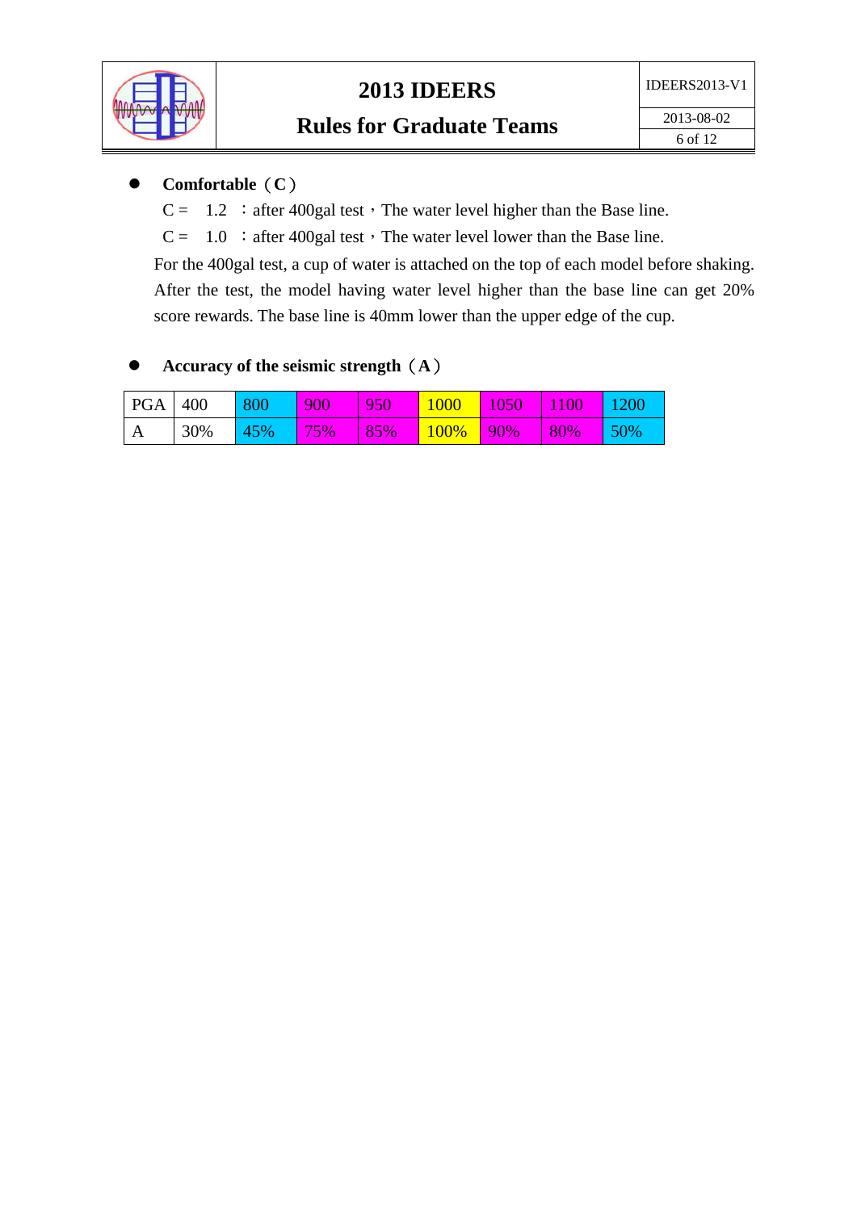- **Comfortable（C）**

  C = 1.2 ：after 400gal test，The water level higher than the Base line.

  C = 1.0 ：after 400gal test，The water level lower than the Base line.

  For the 400gal test, a cup of water is attached on the top of each model before shaking. After the test, the model having water level higher than the base line can get 20% score rewards. The base line is 40mm lower than the upper edge of the cup.

- **Accuracy of the seismic strength（A）**

| PGA | 400 | 800 | 900 | 950 | 1000 | 1050 | 1100 | 1200 |
|---|---|---|---|---|---|---|---|---|
| A | 30% | 45% | 75% | 85% | 100% | 90% | 80% | 50% |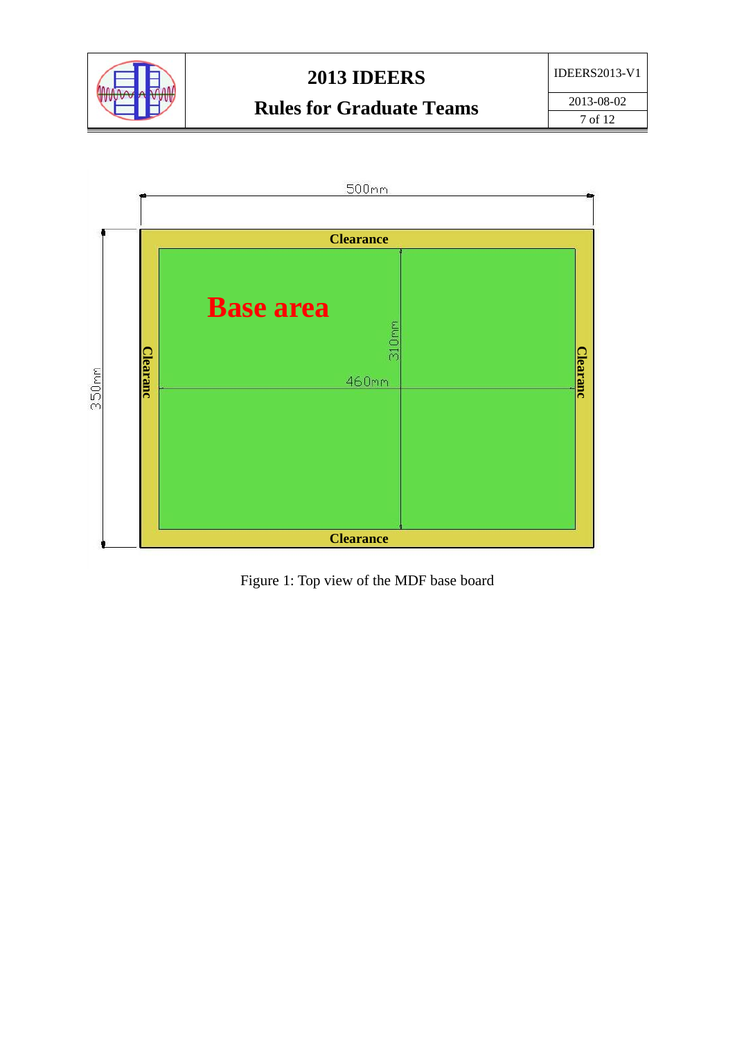Figure 1: Top view of the MDF base board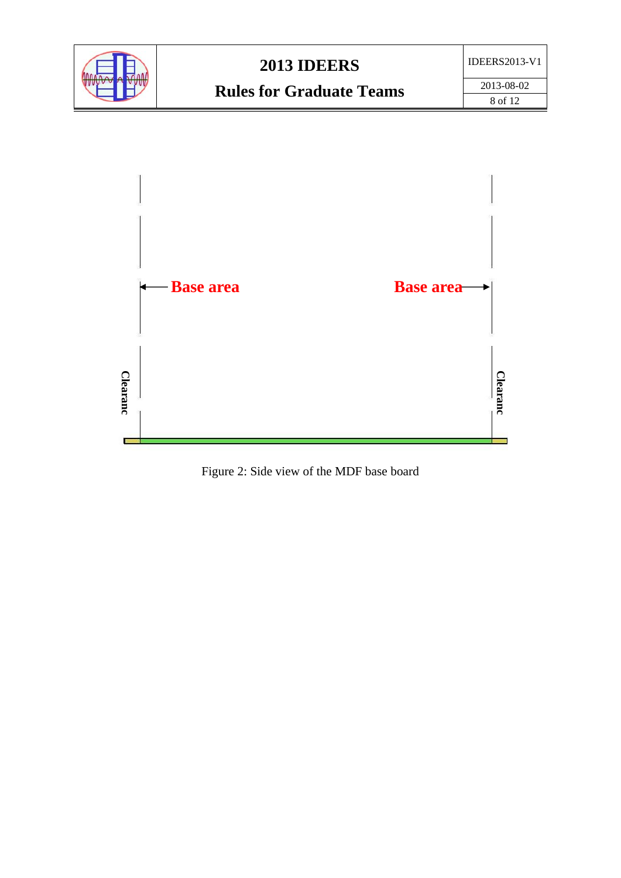Base area

Base area

Clearanc

Clearanc

Figure 2: Side view of the MDF base board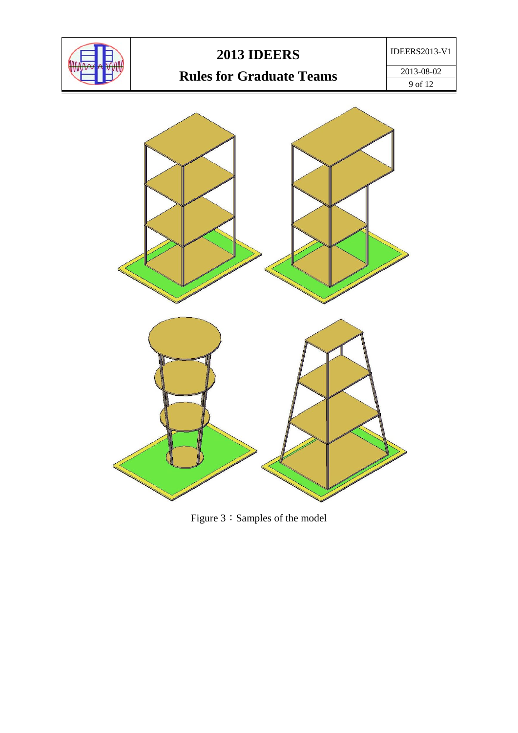Figure 3：Samples of the model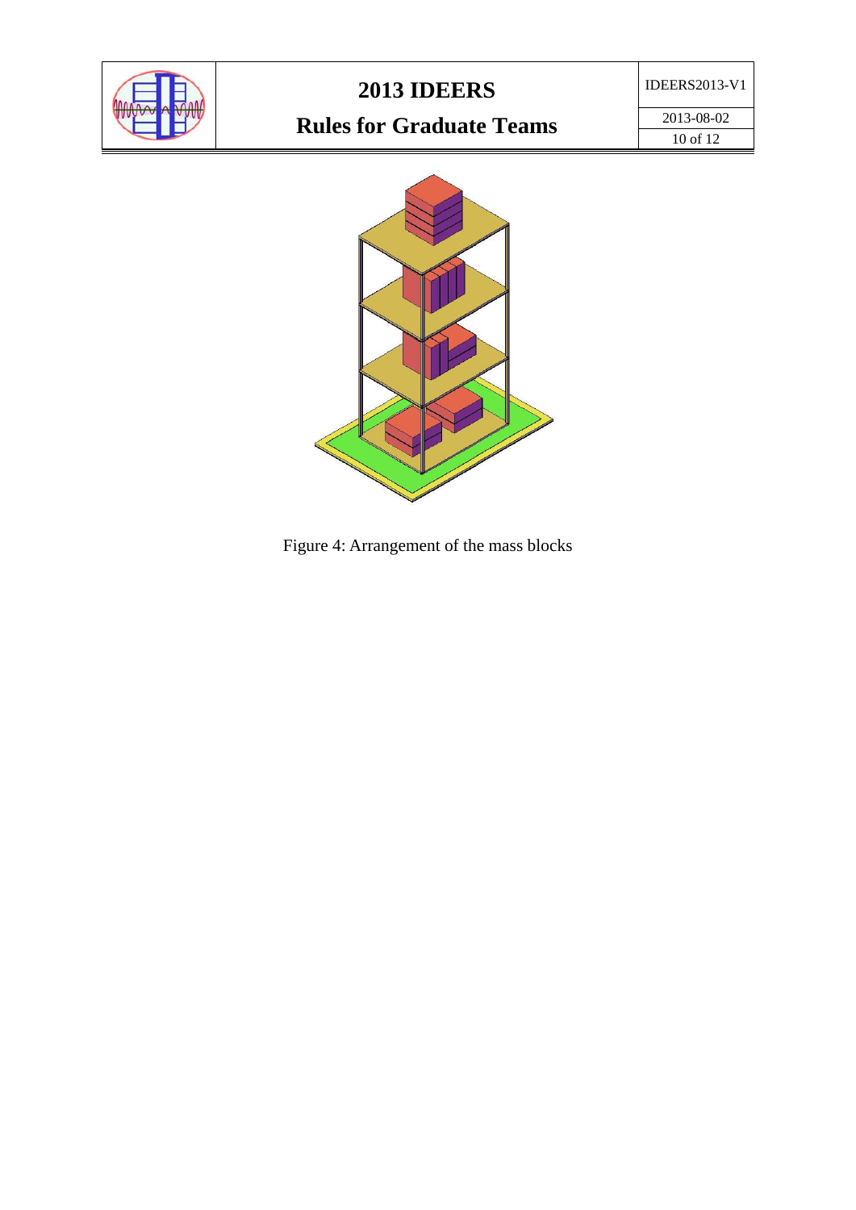Figure 4: Arrangement of the mass blocks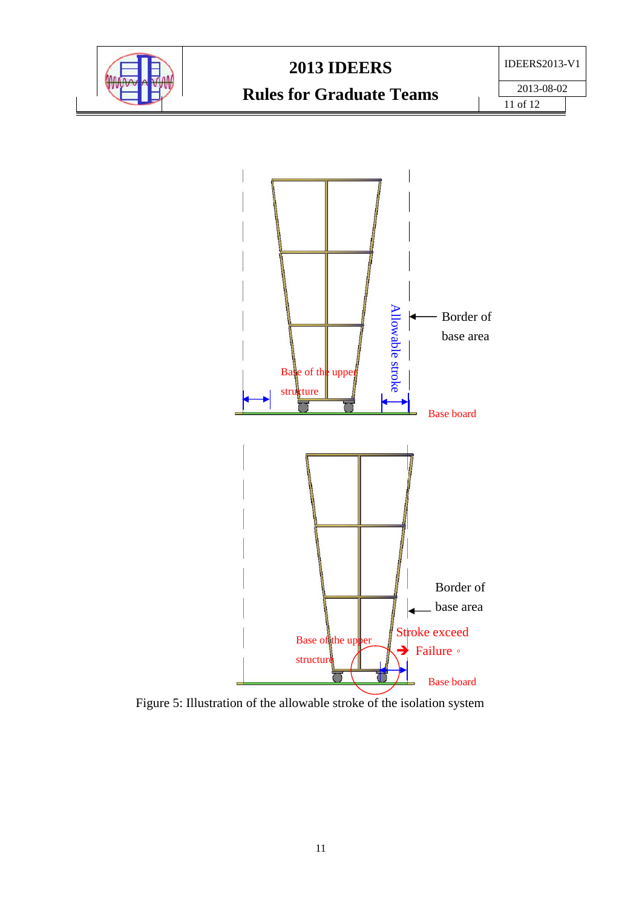Figure 5: Illustration of the allowable stroke of the isolation system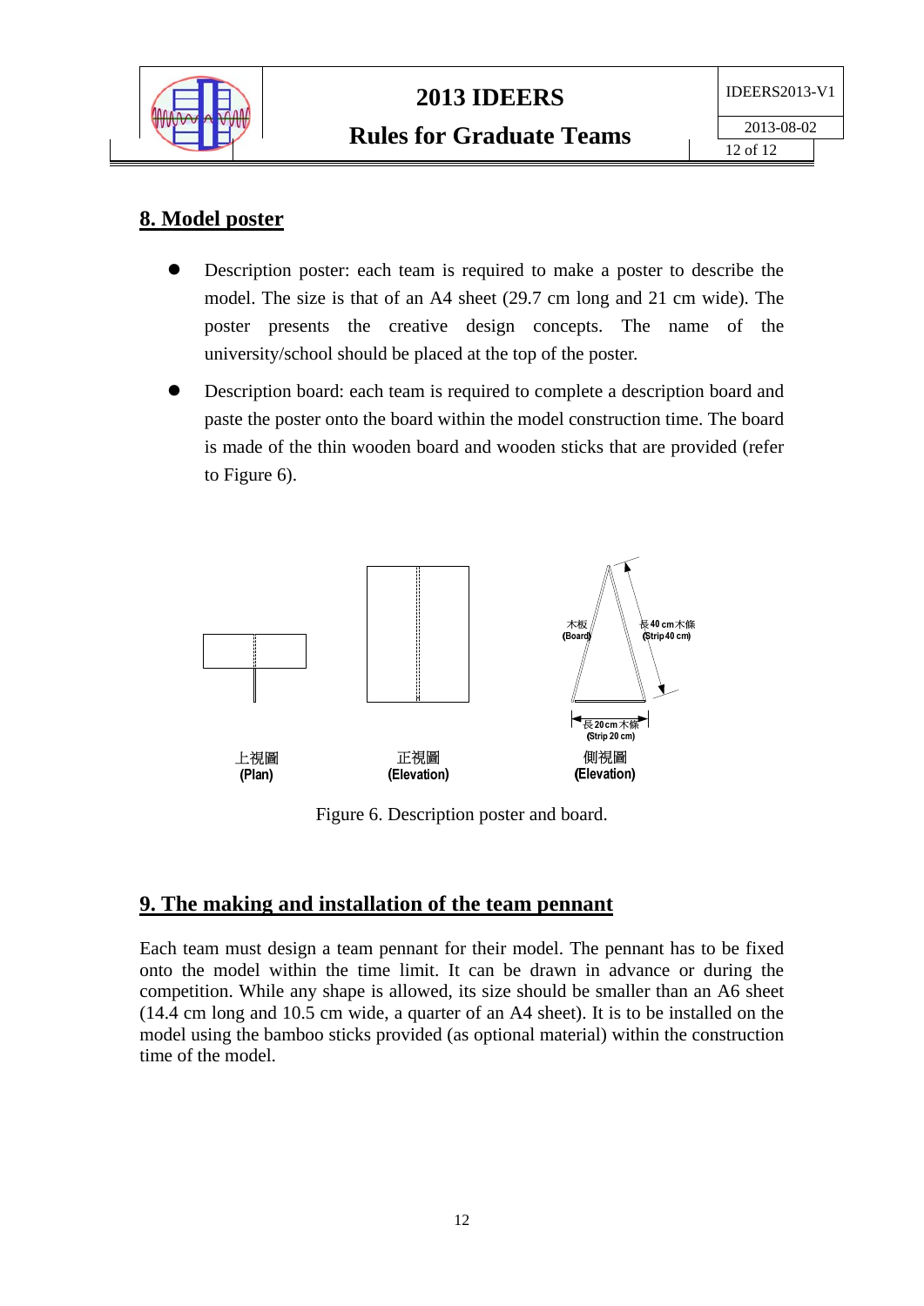## 8. Model poster

- Description poster: each team is required to make a poster to describe the model. The size is that of an A4 sheet (29.7 cm long and 21 cm wide). The poster presents the creative design concepts. The name of the university/school should be placed at the top of the poster.
- Description board: each team is required to complete a description board and paste the poster onto the board within the model construction time. The board is made of the thin wooden board and wooden sticks that are provided (refer to Figure 6).

木板
(Board)
長40 cm木條
(Strip 40 cm)
長20 cm木條
(Strip 20 cm)
上視圖
(Plan)
正視圖
(Elevation)
側視圖
(Elevation)

Figure 6. Description poster and board.

## 9. The making and installation of the team pennant

Each team must design a team pennant for their model. The pennant has to be fixed onto the model within the time limit. It can be drawn in advance or during the competition. While any shape is allowed, its size should be smaller than an A6 sheet (14.4 cm long and 10.5 cm wide, a quarter of an A4 sheet). It is to be installed on the model using the bamboo sticks provided (as optional material) within the construction time of the model.